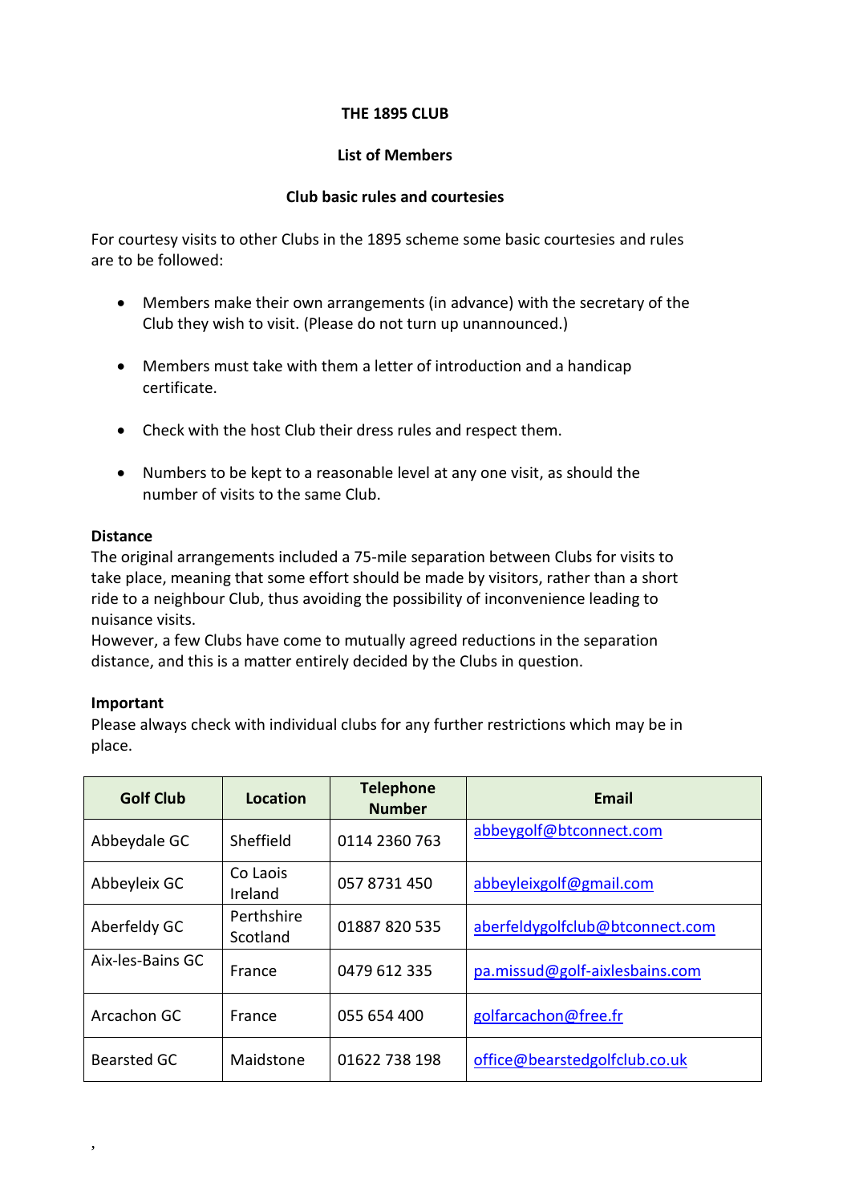# THE 1895 CLUB

## List of Members

### Club basic rules and courtesies

For courtesy visits to other Clubs in the 1895 scheme some basic courtesies and rules are to be followed:

- Members make their own arrangements (in advance) with the secretary of the Club they wish to visit. (Please do not turn up unannounced.)
- Members must take with them a letter of introduction and a handicap certificate.
- Check with the host Club their dress rules and respect them.
- Numbers to be kept to a reasonable level at any one visit, as should the number of visits to the same Club.

**Distance**
The original arrangements included a 75-mile separation between Clubs for visits to take place, meaning that some effort should be made by visitors, rather than a short ride to a neighbour Club, thus avoiding the possibility of inconvenience leading to nuisance visits.
However, a few Clubs have come to mutually agreed reductions in the separation distance, and this is a matter entirely decided by the Clubs in question.

**Important**
Please always check with individual clubs for any further restrictions which may be in place.

| Golf Club | Location | Telephone Number | Email |
|---|---|---|---|
| Abbeydale GC | Sheffield | 0114 2360 763 | abbeygolf@btconnect.com |
| Abbeyleix GC | Co Laois Ireland | 057 8731 450 | abbeyleixgolf@gmail.com |
| Aberfeldy GC | Perthshire Scotland | 01887 820 535 | aberfeldygolfclub@btconnect.com |
| Aix-les-Bains GC | France | 0479 612 335 | pa.missud@golf-aixlesbains.com |
| Arcachon GC | France | 055 654 400 | golfarcachon@free.fr |
| Bearsted GC | Maidstone | 01622 738 198 | office@bearstedgolfclub.co.uk |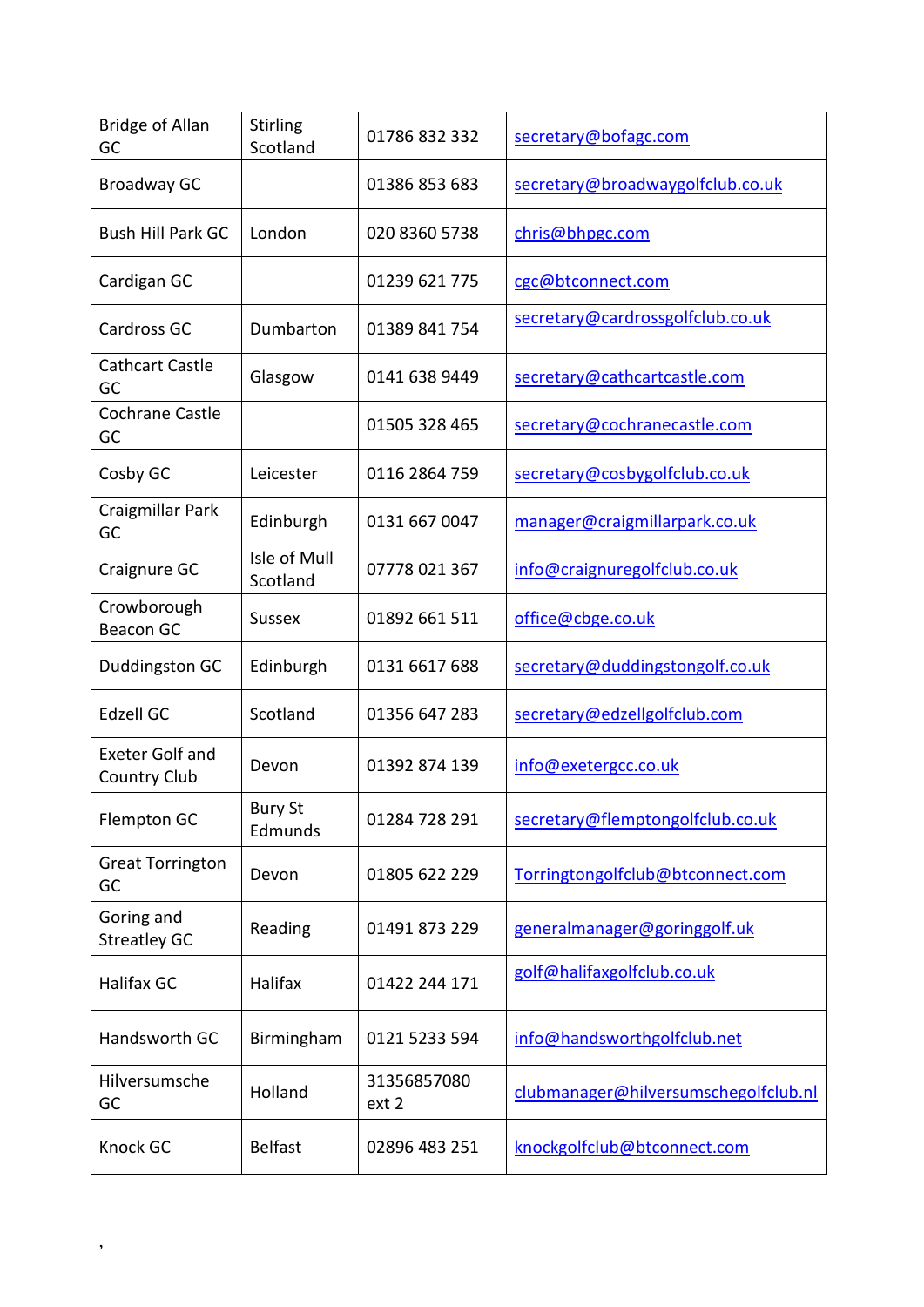| | | | |
|---|---|---|---|
| Bridge of Allan GC | Stirling Scotland | 01786 832 332 | secretary@bofagc.com |
| Broadway GC | | 01386 853 683 | secretary@broadwaygolfclub.co.uk |
| Bush Hill Park GC | London | 020 8360 5738 | chris@bhpgc.com |
| Cardigan GC | | 01239 621 775 | cgc@btconnect.com |
| Cardross GC | Dumbarton | 01389 841 754 | secretary@cardrossgolfclub.co.uk |
| Cathcart Castle GC | Glasgow | 0141 638 9449 | secretary@cathcartcastle.com |
| Cochrane Castle GC | | 01505 328 465 | secretary@cochranecastle.com |
| Cosby GC | Leicester | 0116 2864 759 | secretary@cosbygolfclub.co.uk |
| Craigmillar Park GC | Edinburgh | 0131 667 0047 | manager@craigmillarpark.co.uk |
| Craignure GC | Isle of Mull Scotland | 07778 021 367 | info@craignuregolfclub.co.uk |
| Crowborough Beacon GC | Sussex | 01892 661 511 | office@cbge.co.uk |
| Duddingston GC | Edinburgh | 0131 6617 688 | secretary@duddingstongolf.co.uk |
| Edzell GC | Scotland | 01356 647 283 | secretary@edzellgolfclub.com |
| Exeter Golf and Country Club | Devon | 01392 874 139 | info@exetergcc.co.uk |
| Flempton GC | Bury St Edmunds | 01284 728 291 | secretary@flemptongolfclub.co.uk |
| Great Torrington GC | Devon | 01805 622 229 | Torringtongolfclub@btconnect.com |
| Goring and Streatley GC | Reading | 01491 873 229 | generalmanager@goringgolf.uk |
| Halifax GC | Halifax | 01422 244 171 | golf@halifaxgolfclub.co.uk |
| Handsworth GC | Birmingham | 0121 5233 594 | info@handsworthgolfclub.net |
| Hilversumsche GC | Holland | 31356857080 ext 2 | clubmanager@hilversumschegolfclub.nl |
| Knock GC | Belfast | 02896 483 251 | knockgolfclub@btconnect.com |

,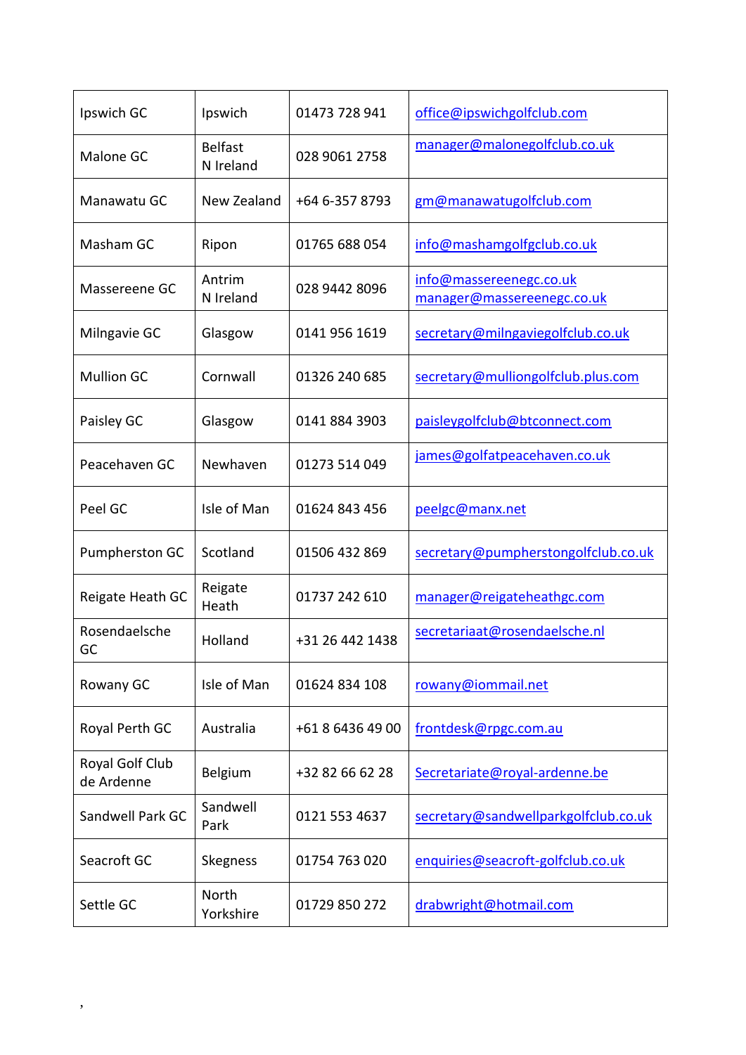| | | | |
|---|---|---|---|
| Ipswich GC | Ipswich | 01473 728 941 | office@ipswichgolfclub.com |
| Malone GC | Belfast N Ireland | 028 9061 2758 | manager@malonegolfclub.co.uk |
| Manawatu GC | New Zealand | +64 6-357 8793 | gm@manawatugolfclub.com |
| Masham GC | Ripon | 01765 688 054 | info@mashamgolfgclub.co.uk |
| Massereene GC | Antrim N Ireland | 028 9442 8096 | info@massereenegc.co.uk manager@massereenegc.co.uk |
| Milngavie GC | Glasgow | 0141 956 1619 | secretary@milngaviegolfclub.co.uk |
| Mullion GC | Cornwall | 01326 240 685 | secretary@mulliongolfclub.plus.com |
| Paisley GC | Glasgow | 0141 884 3903 | paisleygolfclub@btconnect.com |
| Peacehaven GC | Newhaven | 01273 514 049 | james@golfatpeacehaven.co.uk |
| Peel GC | Isle of Man | 01624 843 456 | peelgc@manx.net |
| Pumpherston GC | Scotland | 01506 432 869 | secretary@pumpherstongolfclub.co.uk |
| Reigate Heath GC | Reigate Heath | 01737 242 610 | manager@reigateheathgc.com |
| Rosendaelsche GC | Holland | +31 26 442 1438 | secretariaat@rosendaelsche.nl |
| Rowany GC | Isle of Man | 01624 834 108 | rowany@iommail.net |
| Royal Perth GC | Australia | +61 8 6436 49 00 | frontdesk@rpgc.com.au |
| Royal Golf Club de Ardenne | Belgium | +32 82 66 62 28 | Secretariate@royal-ardenne.be |
| Sandwell Park GC | Sandwell Park | 0121 553 4637 | secretary@sandwellparkgolfclub.co.uk |
| Seacroft GC | Skegness | 01754 763 020 | enquiries@seacroft-golfclub.co.uk |
| Settle GC | North Yorkshire | 01729 850 272 | drabwright@hotmail.com |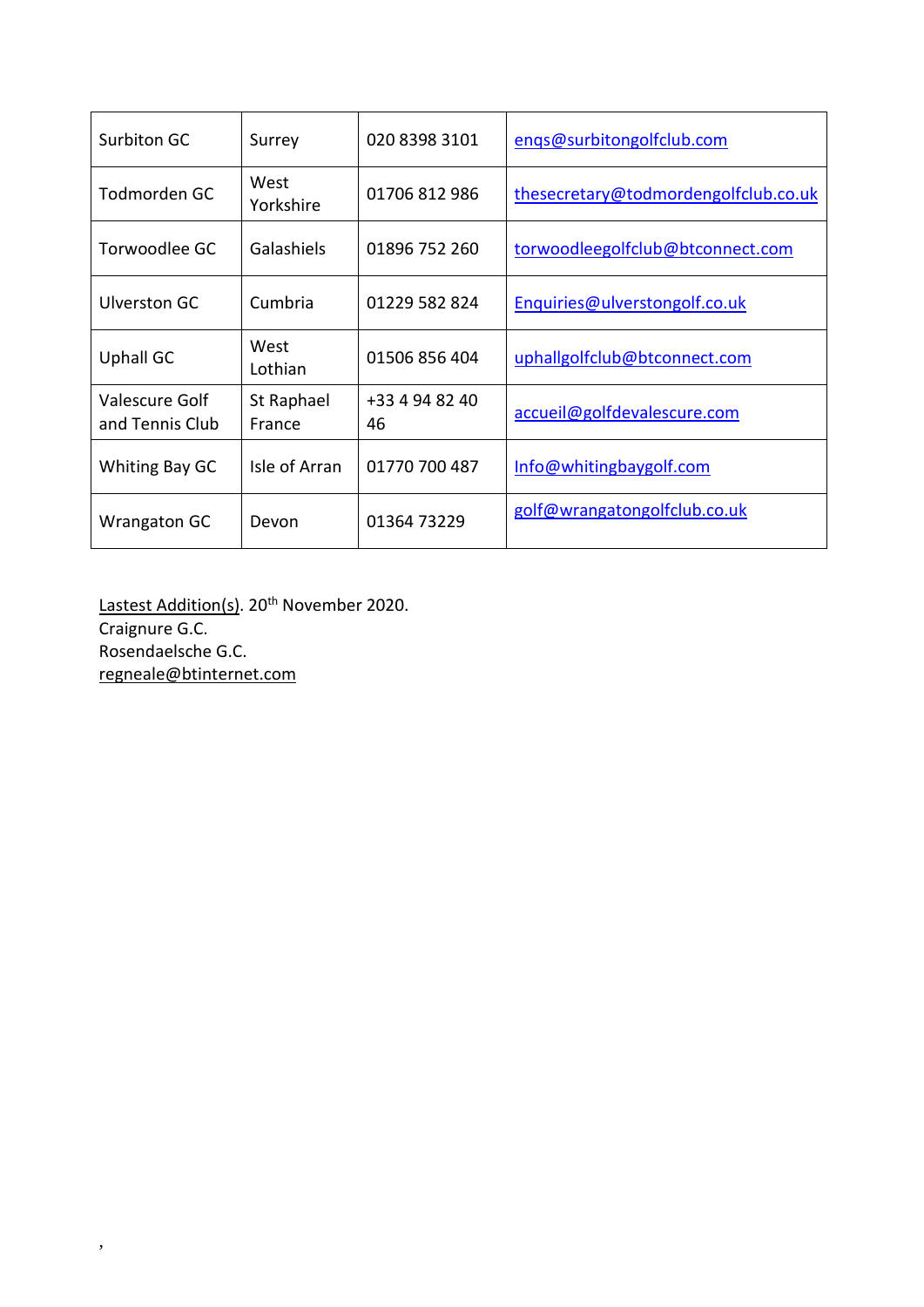| | | | |
|---|---|---|---|
| Surbiton GC | Surrey | 020 8398 3101 | enqs@surbitongolfclub.com |
| Todmorden GC | West Yorkshire | 01706 812 986 | thesecretary@todmordengolfclub.co.uk |
| Torwoodlee GC | Galashiels | 01896 752 260 | torwoodleegolfclub@btconnect.com |
| Ulverston GC | Cumbria | 01229 582 824 | Enquiries@ulverstongolf.co.uk |
| Uphall GC | West Lothian | 01506 856 404 | uphallgolfclub@btconnect.com |
| Valescure Golf and Tennis Club | St Raphael France | +33 4 94 82 40 46 | accueil@golfdevalescure.com |
| Whiting Bay GC | Isle of Arran | 01770 700 487 | Info@whitingbaygolf.com |
| Wrangaton GC | Devon | 01364 73229 | golf@wrangatongolfclub.co.uk |

Lastest Addition(s). 20th November 2020.
Craignure G.C.
Rosendaelsche G.C.
regneale@btinternet.com